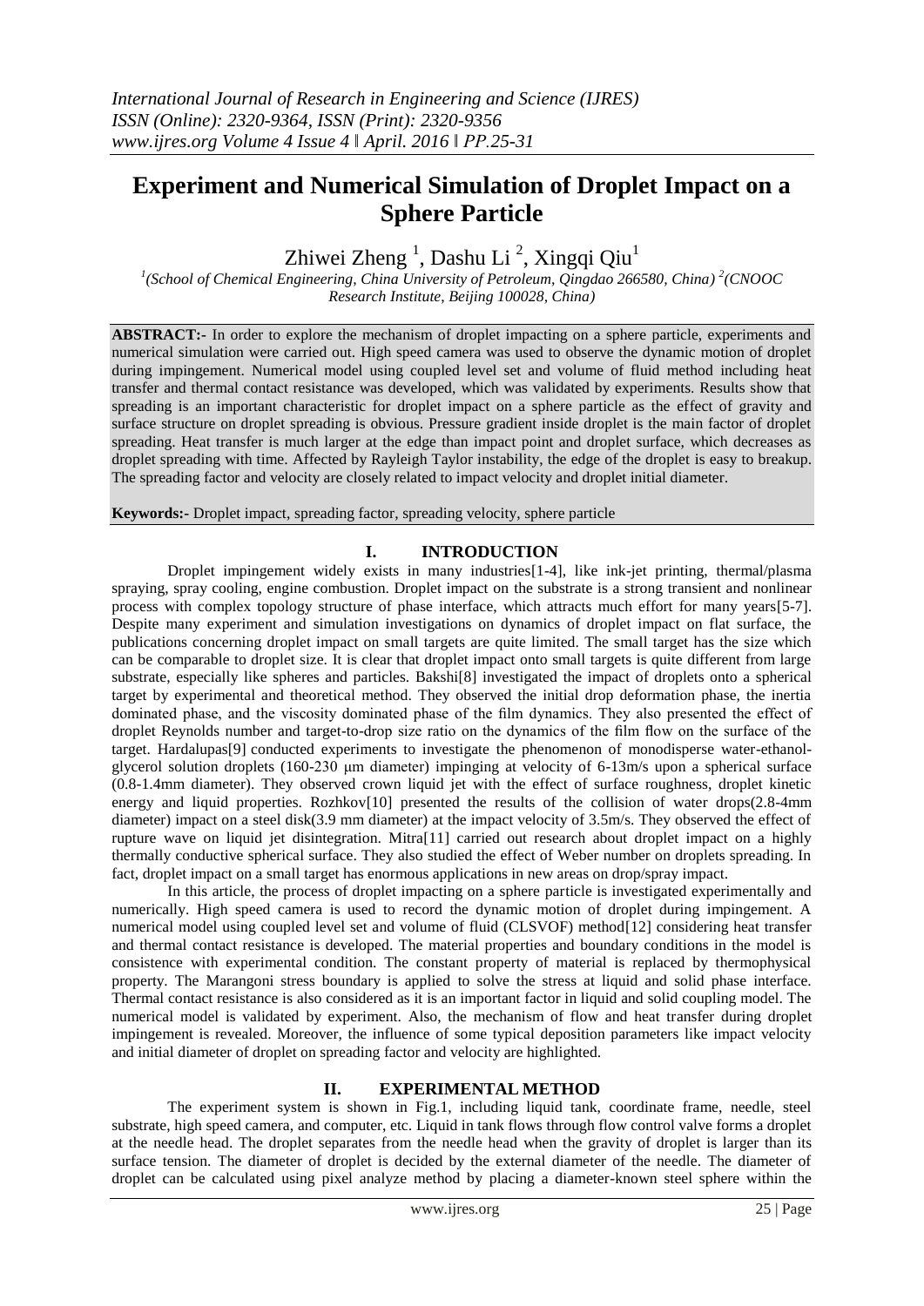# Experiment and Numerical Simulation of Droplet Impact on a Sphere Particle

Zhiwei Zheng [1], Dashu Li [2], Xingqi Qiu[1]

[1](School of Chemical Engineering, China University of Petroleum, Qingdao 266580, China) [2](CNOOC Research Institute, Beijing 100028, China)

**ABSTRACT:-** In order to explore the mechanism of droplet impacting on a sphere particle, experiments and numerical simulation were carried out. High speed camera was used to observe the dynamic motion of droplet during impingement. Numerical model using coupled level set and volume of fluid method including heat transfer and thermal contact resistance was developed, which was validated by experiments. Results show that spreading is an important characteristic for droplet impact on a sphere particle as the effect of gravity and surface structure on droplet spreading is obvious. Pressure gradient inside droplet is the main factor of droplet spreading. Heat transfer is much larger at the edge than impact point and droplet surface, which decreases as droplet spreading with time. Affected by Rayleigh Taylor instability, the edge of the droplet is easy to breakup. The spreading factor and velocity are closely related to impact velocity and droplet initial diameter.

**Keywords:-** Droplet impact, spreading factor, spreading velocity, sphere particle

## I. INTRODUCTION

Droplet impingement widely exists in many industries[1-4], like ink-jet printing, thermal/plasma spraying, spray cooling, engine combustion. Droplet impact on the substrate is a strong transient and nonlinear process with complex topology structure of phase interface, which attracts much effort for many years[5-7]. Despite many experiment and simulation investigations on dynamics of droplet impact on flat surface, the publications concerning droplet impact on small targets are quite limited. The small target has the size which can be comparable to droplet size. It is clear that droplet impact onto small targets is quite different from large substrate, especially like spheres and particles. Bakshi[8] investigated the impact of droplets onto a spherical target by experimental and theoretical method. They observed the initial drop deformation phase, the inertia dominated phase, and the viscosity dominated phase of the film dynamics. They also presented the effect of droplet Reynolds number and target-to-drop size ratio on the dynamics of the film flow on the surface of the target. Hardalupas[9] conducted experiments to investigate the phenomenon of monodisperse water-ethanol-glycerol solution droplets (160-230 μm diameter) impinging at velocity of 6-13m/s upon a spherical surface (0.8-1.4mm diameter). They observed crown liquid jet with the effect of surface roughness, droplet kinetic energy and liquid properties. Rozhkov[10] presented the results of the collision of water drops(2.8-4mm diameter) impact on a steel disk(3.9 mm diameter) at the impact velocity of 3.5m/s. They observed the effect of rupture wave on liquid jet disintegration. Mitra[11] carried out research about droplet impact on a highly thermally conductive spherical surface. They also studied the effect of Weber number on droplets spreading. In fact, droplet impact on a small target has enormous applications in new areas on drop/spray impact.

In this article, the process of droplet impacting on a sphere particle is investigated experimentally and numerically. High speed camera is used to record the dynamic motion of droplet during impingement. A numerical model using coupled level set and volume of fluid (CLSVOF) method[12] considering heat transfer and thermal contact resistance is developed. The material properties and boundary conditions in the model is consistence with experimental condition. The constant property of material is replaced by thermophysical property. The Marangoni stress boundary is applied to solve the stress at liquid and solid phase interface. Thermal contact resistance is also considered as it is an important factor in liquid and solid coupling model. The numerical model is validated by experiment. Also, the mechanism of flow and heat transfer during droplet impingement is revealed. Moreover, the influence of some typical deposition parameters like impact velocity and initial diameter of droplet on spreading factor and velocity are highlighted.

## II. EXPERIMENTAL METHOD

The experiment system is shown in Fig.1, including liquid tank, coordinate frame, needle, steel substrate, high speed camera, and computer, etc. Liquid in tank flows through flow control valve forms a droplet at the needle head. The droplet separates from the needle head when the gravity of droplet is larger than its surface tension. The diameter of droplet is decided by the external diameter of the needle. The diameter of droplet can be calculated using pixel analyze method by placing a diameter-known steel sphere within the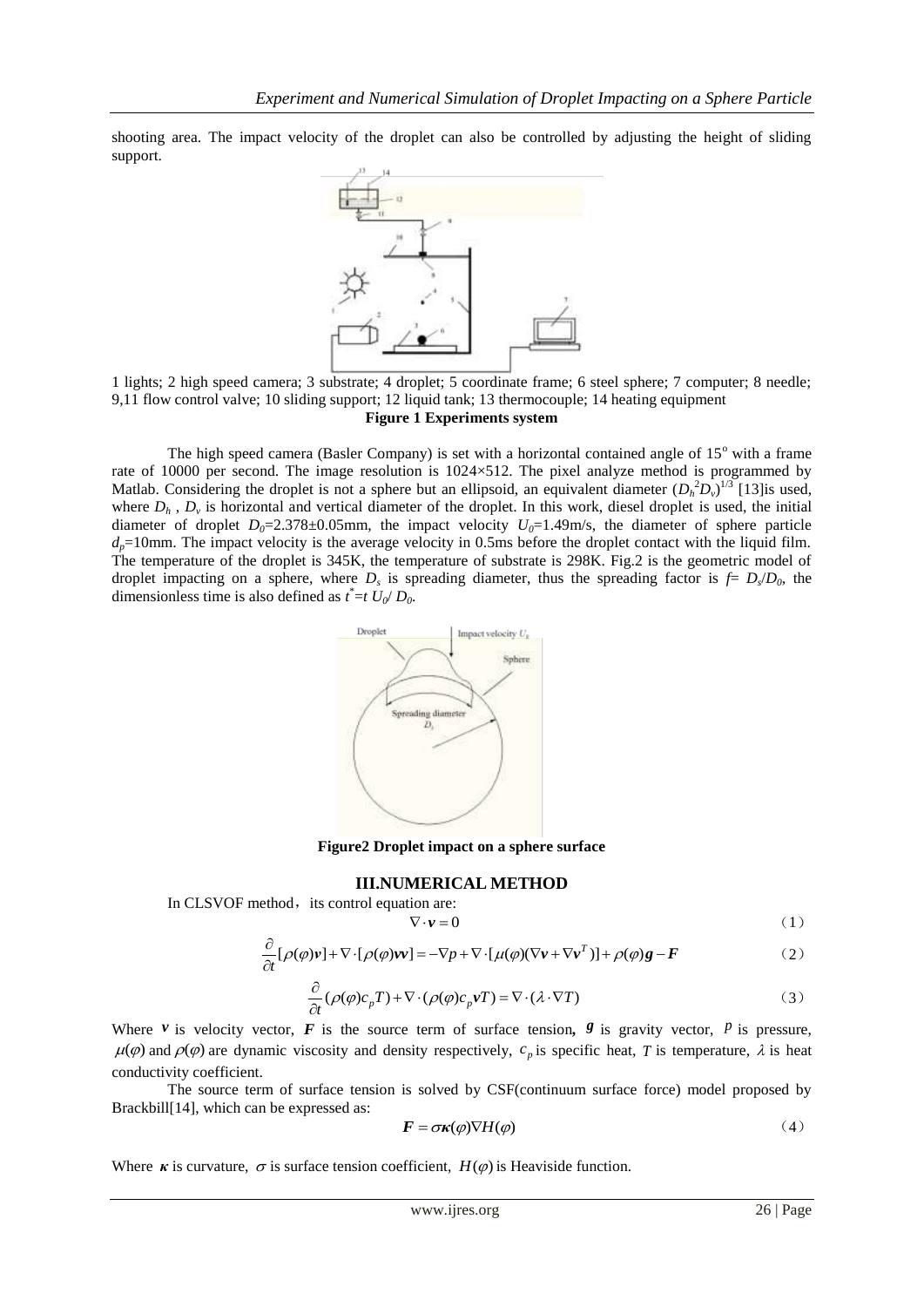shooting area. The impact velocity of the droplet can also be controlled by adjusting the height of sliding support.

1 lights; 2 high speed camera; 3 substrate; 4 droplet; 5 coordinate frame; 6 steel sphere; 7 computer; 8 needle; 9,11 flow control valve; 10 sliding support; 12 liquid tank; 13 thermocouple; 14 heating equipment

**Figure 1 Experiments system**

The high speed camera (Basler Company) is set with a horizontal contained angle of 15° with a frame rate of 10000 per second. The image resolution is 1024×512. The pixel analyze method is programmed by Matlab. Considering the droplet is not a sphere but an ellipsoid, an equivalent diameter $(D_h^2 D_v)^{1/3}$ [13]is used, where $D_h$ , $D_v$ is horizontal and vertical diameter of the droplet. In this work, diesel droplet is used, the initial diameter of droplet $D_0$=2.378±0.05mm, the impact velocity $U_0$=1.49m/s, the diameter of sphere particle $d_p$=10mm. The impact velocity is the average velocity in 0.5ms before the droplet contact with the liquid film. The temperature of the droplet is 345K, the temperature of substrate is 298K. Fig.2 is the geometric model of droplet impacting on a sphere, where $D_s$ is spreading diameter, thus the spreading factor is $f= D_s/D_0$, the dimensionless time is also defined as $t^*=t\ U_0/\ D_0$.

**Figure2 Droplet impact on a sphere surface**

## III.NUMERICAL METHOD

In CLSVOF method，its control equation are:

$$\nabla \cdot \boldsymbol{v} = 0 \qquad (1)$$

$$\frac{\partial}{\partial t}[\rho(\varphi)\boldsymbol{v}] + \nabla \cdot [\rho(\varphi)\boldsymbol{v}\boldsymbol{v}] = -\nabla p + \nabla \cdot [\mu(\varphi)(\nabla \boldsymbol{v} + \nabla \boldsymbol{v}^T)] + \rho(\varphi)\boldsymbol{g} - \boldsymbol{F} \qquad (2)$$

$$\frac{\partial}{\partial t}(\rho(\varphi)c_p T) + \nabla \cdot (\rho(\varphi)c_p \boldsymbol{v} T) = \nabla \cdot (\lambda \cdot \nabla T) \qquad (3)$$

Where $\boldsymbol{v}$ is velocity vector, $\boldsymbol{F}$ is the source term of surface tension**,** $\boldsymbol{g}$ is gravity vector, $p$ is pressure, $\mu(\varphi)$ and $\rho(\varphi)$ are dynamic viscosity and density respectively, $c_p$ is specific heat, $T$ is temperature, $\lambda$ is heat conductivity coefficient.

The source term of surface tension is solved by CSF(continuum surface force) model proposed by Brackbill[14], which can be expressed as:

$$\boldsymbol{F} = \sigma \boldsymbol{\kappa}(\varphi)\nabla H(\varphi) \qquad (4)$$

Where $\boldsymbol{\kappa}$ is curvature, $\sigma$ is surface tension coefficient, $H(\varphi)$ is Heaviside function.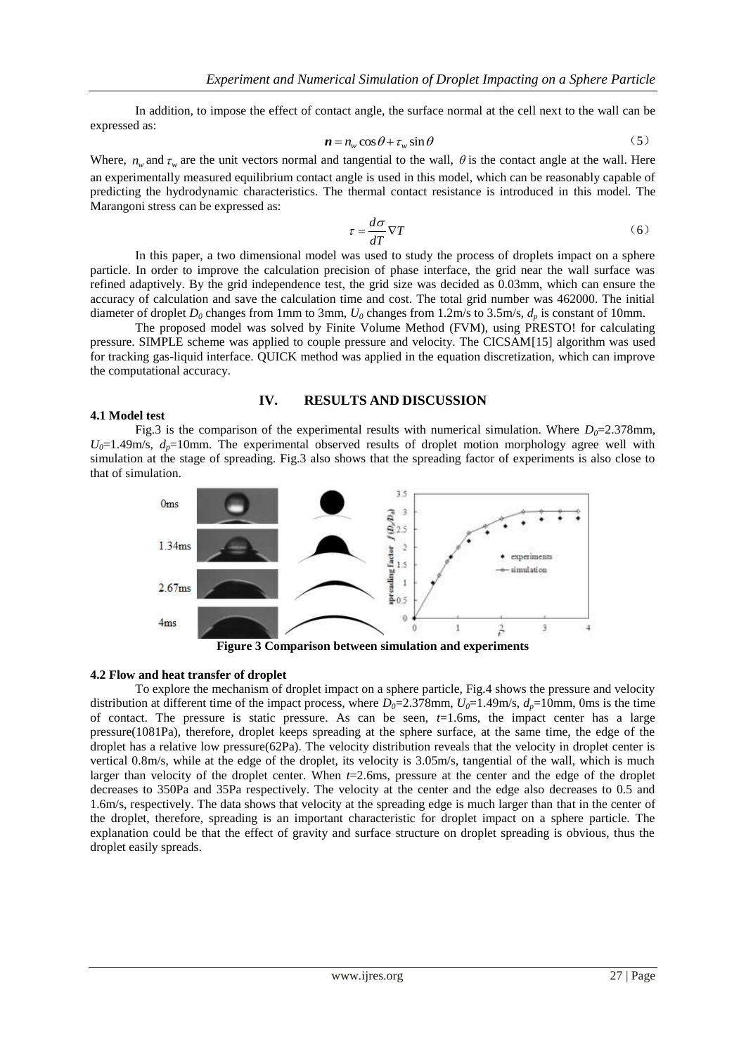In addition, to impose the effect of contact angle, the surface normal at the cell next to the wall can be expressed as:

$$\boldsymbol{n} = n_w \cos\theta + \tau_w \sin\theta \tag{5}$$

Where, $n_w$ and $\tau_w$ are the unit vectors normal and tangential to the wall, $\theta$ is the contact angle at the wall. Here an experimentally measured equilibrium contact angle is used in this model, which can be reasonably capable of predicting the hydrodynamic characteristics. The thermal contact resistance is introduced in this model. The Marangoni stress can be expressed as:

$$\tau = \frac{d\sigma}{dT}\nabla T \tag{6}$$

In this paper, a two dimensional model was used to study the process of droplets impact on a sphere particle. In order to improve the calculation precision of phase interface, the grid near the wall surface was refined adaptively. By the grid independence test, the grid size was decided as 0.03mm, which can ensure the accuracy of calculation and save the calculation time and cost. The total grid number was 462000. The initial diameter of droplet $D_0$ changes from 1mm to 3mm, $U_0$ changes from 1.2m/s to 3.5m/s, $d_p$ is constant of 10mm.

The proposed model was solved by Finite Volume Method (FVM), using PRESTO! for calculating pressure. SIMPLE scheme was applied to couple pressure and velocity. The CICSAM[15] algorithm was used for tracking gas-liquid interface. QUICK method was applied in the equation discretization, which can improve the computational accuracy.

## IV. RESULTS AND DISCUSSION

### 4.1 Model test

Fig.3 is the comparison of the experimental results with numerical simulation. Where $D_0$=2.378mm, $U_0$=1.49m/s, $d_p$=10mm. The experimental observed results of droplet motion morphology agree well with simulation at the stage of spreading. Fig.3 also shows that the spreading factor of experiments is also close to that of simulation.

**Figure 3 Comparison between simulation and experiments**

### 4.2 Flow and heat transfer of droplet

To explore the mechanism of droplet impact on a sphere particle, Fig.4 shows the pressure and velocity distribution at different time of the impact process, where $D_0$=2.378mm, $U_0$=1.49m/s, $d_p$=10mm, 0ms is the time of contact. The pressure is static pressure. As can be seen, $t$=1.6ms, the impact center has a large pressure(1081Pa), therefore, droplet keeps spreading at the sphere surface, at the same time, the edge of the droplet has a relative low pressure(62Pa). The velocity distribution reveals that the velocity in droplet center is vertical 0.8m/s, while at the edge of the droplet, its velocity is 3.05m/s, tangential of the wall, which is much larger than velocity of the droplet center. When $t$=2.6ms, pressure at the center and the edge of the droplet decreases to 350Pa and 35Pa respectively. The velocity at the center and the edge also decreases to 0.5 and 1.6m/s, respectively. The data shows that velocity at the spreading edge is much larger than that in the center of the droplet, therefore, spreading is an important characteristic for droplet impact on a sphere particle. The explanation could be that the effect of gravity and surface structure on droplet spreading is obvious, thus the droplet easily spreads.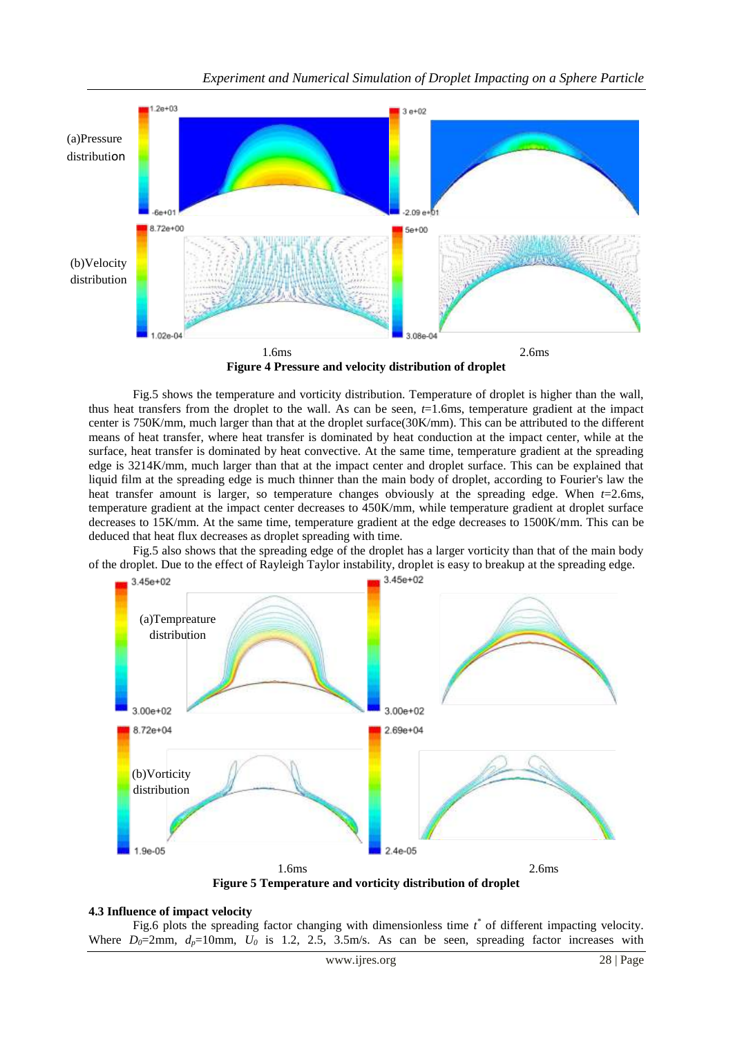(a)Pressure distribution

(b)Velocity distribution

1.6ms 2.6ms

**Figure 4 Pressure and velocity distribution of droplet**

Fig.5 shows the temperature and vorticity distribution. Temperature of droplet is higher than the wall, thus heat transfers from the droplet to the wall. As can be seen, $t$=1.6ms, temperature gradient at the impact center is 750K/mm, much larger than that at the droplet surface(30K/mm). This can be attributed to the different means of heat transfer, where heat transfer is dominated by heat conduction at the impact center, while at the surface, heat transfer is dominated by heat convective. At the same time, temperature gradient at the spreading edge is 3214K/mm, much larger than that at the impact center and droplet surface. This can be explained that liquid film at the spreading edge is much thinner than the main body of droplet, according to Fourier's law the heat transfer amount is larger, so temperature changes obviously at the spreading edge. When $t$=2.6ms, temperature gradient at the impact center decreases to 450K/mm, while temperature gradient at droplet surface decreases to 15K/mm. At the same time, temperature gradient at the edge decreases to 1500K/mm. This can be deduced that heat flux decreases as droplet spreading with time.

Fig.5 also shows that the spreading edge of the droplet has a larger vorticity than that of the main body of the droplet. Due to the effect of Rayleigh Taylor instability, droplet is easy to breakup at the spreading edge.

(a)Tempreature distribution

(b)Vorticity distribution

1.6ms 2.6ms

**Figure 5 Temperature and vorticity distribution of droplet**

**4.3 Influence of impact velocity**

Fig.6 plots the spreading factor changing with dimensionless time $t^*$ of different impacting velocity. Where $D_0$=2mm, $d_p$=10mm, $U_0$ is 1.2, 2.5, 3.5m/s. As can be seen, spreading factor increases with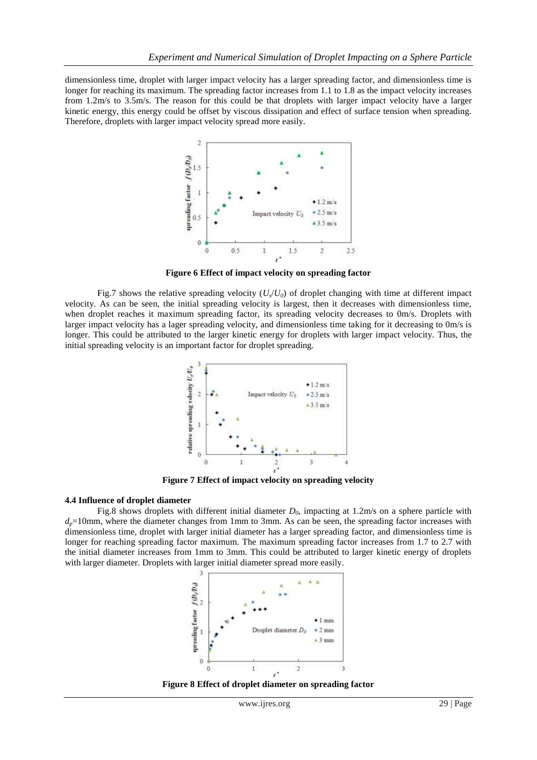dimensionless time, droplet with larger impact velocity has a larger spreading factor, and dimensionless time is longer for reaching its maximum. The spreading factor increases from 1.1 to 1.8 as the impact velocity increases from 1.2m/s to 3.5m/s. The reason for this could be that droplets with larger impact velocity have a larger kinetic energy, this energy could be offset by viscous dissipation and effect of surface tension when spreading. Therefore, droplets with larger impact velocity spread more easily.

**Figure 6 Effect of impact velocity on spreading factor**

Fig.7 shows the relative spreading velocity ($U_s/U_0$) of droplet changing with time at different impact velocity. As can be seen, the initial spreading velocity is largest, then it decreases with dimensionless time, when droplet reaches it maximum spreading factor, its spreading velocity decreases to 0m/s. Droplets with larger impact velocity has a lager spreading velocity, and dimensionless time taking for it decreasing to 0m/s is longer. This could be attributed to the larger kinetic energy for droplets with larger impact velocity. Thus, the initial spreading velocity is an important factor for droplet spreading.

**Figure 7 Effect of impact velocity on spreading velocity**

### 4.4 Influence of droplet diameter

Fig.8 shows droplets with different initial diameter $D_0$, impacting at 1.2m/s on a sphere particle with $d_p$=10mm, where the diameter changes from 1mm to 3mm. As can be seen, the spreading factor increases with dimensionless time, droplet with larger initial diameter has a larger spreading factor, and dimensionless time is longer for reaching spreading factor maximum. The maximum spreading factor increases from 1.7 to 2.7 with the initial diameter increases from 1mm to 3mm. This could be attributed to larger kinetic energy of droplets with larger diameter. Droplets with larger initial diameter spread more easily.

**Figure 8 Effect of droplet diameter on spreading factor**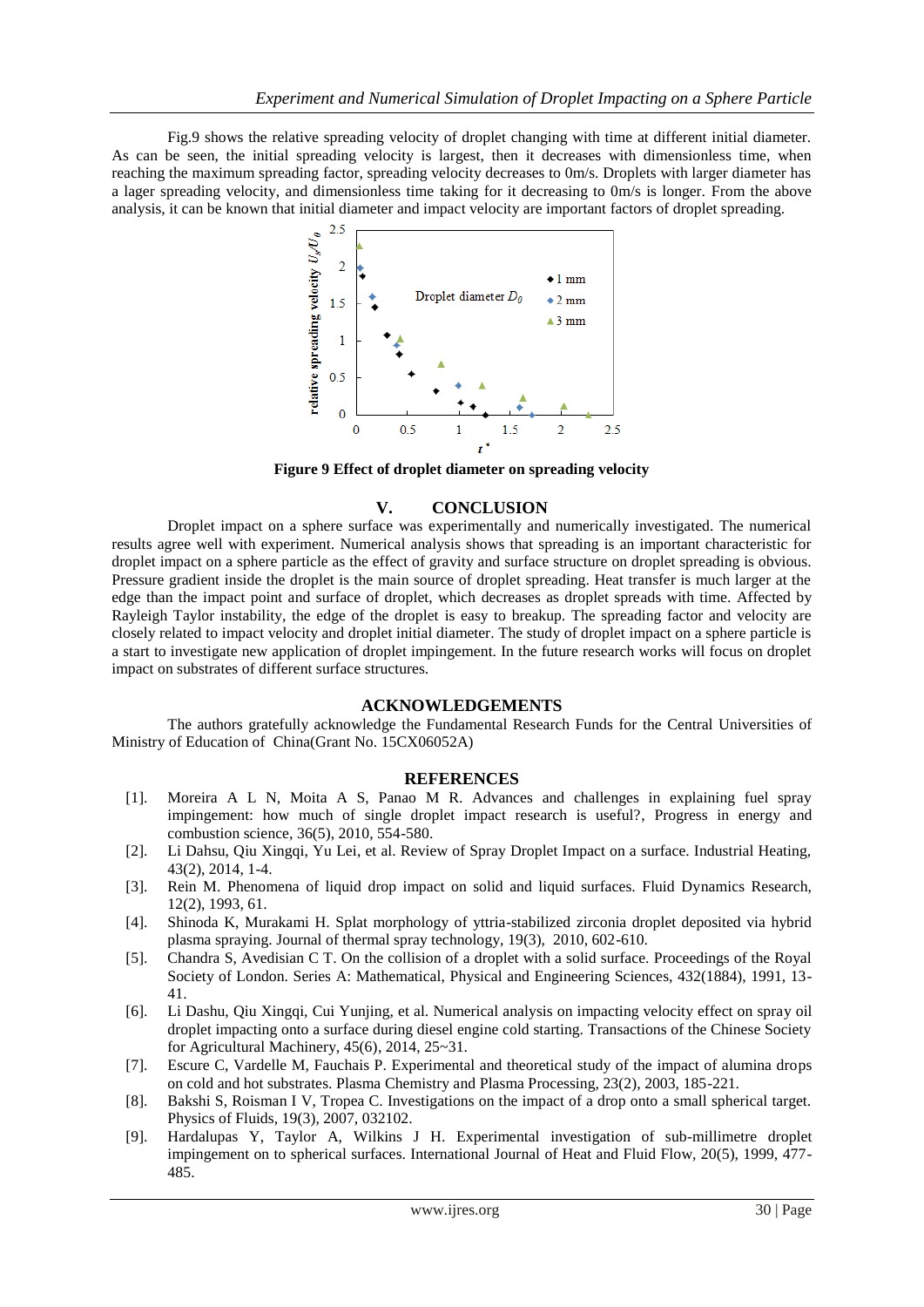Fig.9 shows the relative spreading velocity of droplet changing with time at different initial diameter. As can be seen, the initial spreading velocity is largest, then it decreases with dimensionless time, when reaching the maximum spreading factor, spreading velocity decreases to 0m/s. Droplets with larger diameter has a lager spreading velocity, and dimensionless time taking for it decreasing to 0m/s is longer. From the above analysis, it can be known that initial diameter and impact velocity are important factors of droplet spreading.

**Figure 9 Effect of droplet diameter on spreading velocity**

## V. CONCLUSION

Droplet impact on a sphere surface was experimentally and numerically investigated. The numerical results agree well with experiment. Numerical analysis shows that spreading is an important characteristic for droplet impact on a sphere particle as the effect of gravity and surface structure on droplet spreading is obvious. Pressure gradient inside the droplet is the main source of droplet spreading. Heat transfer is much larger at the edge than the impact point and surface of droplet, which decreases as droplet spreads with time. Affected by Rayleigh Taylor instability, the edge of the droplet is easy to breakup. The spreading factor and velocity are closely related to impact velocity and droplet initial diameter. The study of droplet impact on a sphere particle is a start to investigate new application of droplet impingement. In the future research works will focus on droplet impact on substrates of different surface structures.

## ACKNOWLEDGEMENTS

The authors gratefully acknowledge the Fundamental Research Funds for the Central Universities of Ministry of Education of China(Grant No. 15CX06052A)

## REFERENCES

[1]. Moreira A L N, Moita A S, Panao M R. Advances and challenges in explaining fuel spray impingement: how much of single droplet impact research is useful?, Progress in energy and combustion science, 36(5), 2010, 554-580.

[2]. Li Dahsu, Qiu Xingqi, Yu Lei, et al. Review of Spray Droplet Impact on a surface. Industrial Heating, 43(2), 2014, 1-4.

[3]. Rein M. Phenomena of liquid drop impact on solid and liquid surfaces. Fluid Dynamics Research, 12(2), 1993, 61.

[4]. Shinoda K, Murakami H. Splat morphology of yttria-stabilized zirconia droplet deposited via hybrid plasma spraying. Journal of thermal spray technology, 19(3), 2010, 602-610.

[5]. Chandra S, Avedisian C T. On the collision of a droplet with a solid surface. Proceedings of the Royal Society of London. Series A: Mathematical, Physical and Engineering Sciences, 432(1884), 1991, 13-41.

[6]. Li Dashu, Qiu Xingqi, Cui Yunjing, et al. Numerical analysis on impacting velocity effect on spray oil droplet impacting onto a surface during diesel engine cold starting. Transactions of the Chinese Society for Agricultural Machinery, 45(6), 2014, 25~31.

[7]. Escure C, Vardelle M, Fauchais P. Experimental and theoretical study of the impact of alumina drops on cold and hot substrates. Plasma Chemistry and Plasma Processing, 23(2), 2003, 185-221.

[8]. Bakshi S, Roisman I V, Tropea C. Investigations on the impact of a drop onto a small spherical target. Physics of Fluids, 19(3), 2007, 032102.

[9]. Hardalupas Y, Taylor A, Wilkins J H. Experimental investigation of sub-millimetre droplet impingement on to spherical surfaces. International Journal of Heat and Fluid Flow, 20(5), 1999, 477-485.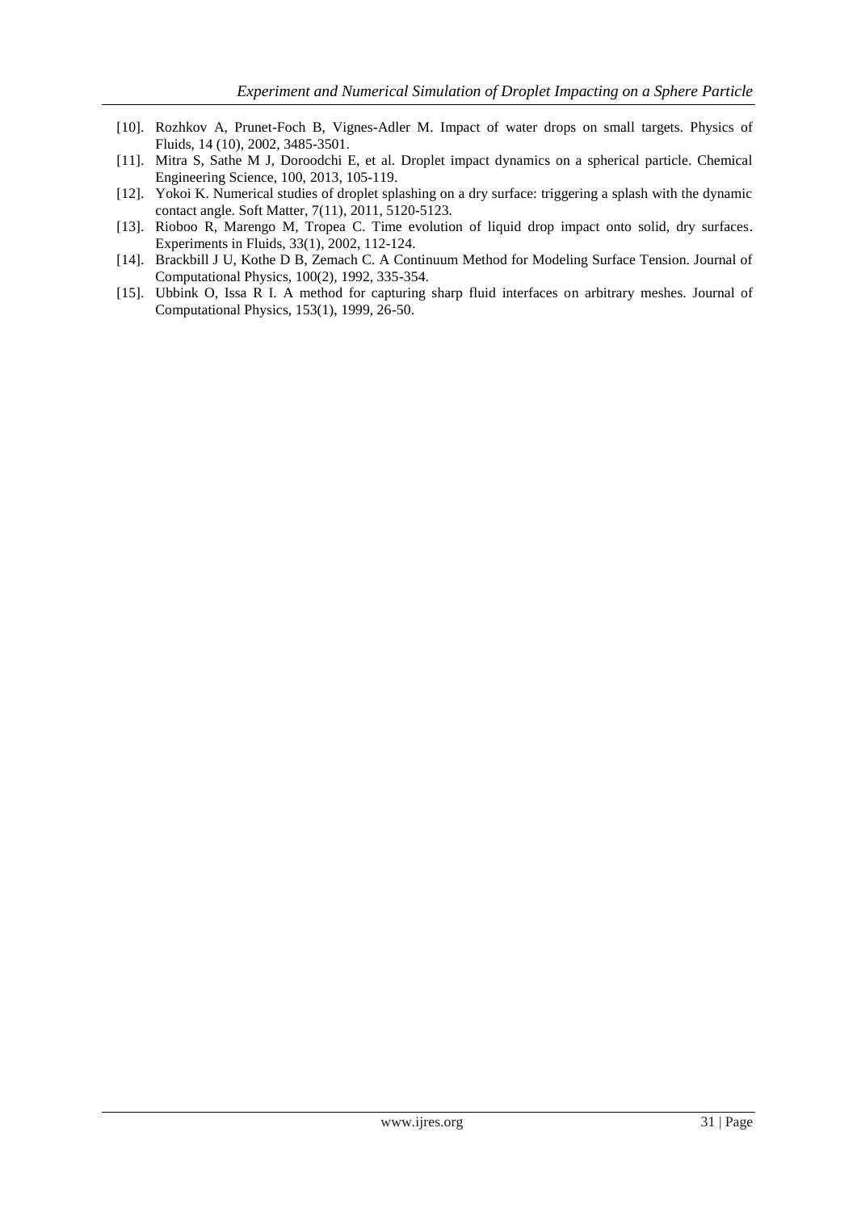[10]. Rozhkov A, Prunet-Foch B, Vignes-Adler M. Impact of water drops on small targets. Physics of Fluids, 14 (10), 2002, 3485-3501.

[11]. Mitra S, Sathe M J, Doroodchi E, et al. Droplet impact dynamics on a spherical particle. Chemical Engineering Science, 100, 2013, 105-119.

[12]. Yokoi K. Numerical studies of droplet splashing on a dry surface: triggering a splash with the dynamic contact angle. Soft Matter, 7(11), 2011, 5120-5123.

[13]. Rioboo R, Marengo M, Tropea C. Time evolution of liquid drop impact onto solid, dry surfaces. Experiments in Fluids, 33(1), 2002, 112-124.

[14]. Brackbill J U, Kothe D B, Zemach C. A Continuum Method for Modeling Surface Tension. Journal of Computational Physics, 100(2), 1992, 335-354.

[15]. Ubbink O, Issa R I. A method for capturing sharp fluid interfaces on arbitrary meshes. Journal of Computational Physics, 153(1), 1999, 26-50.